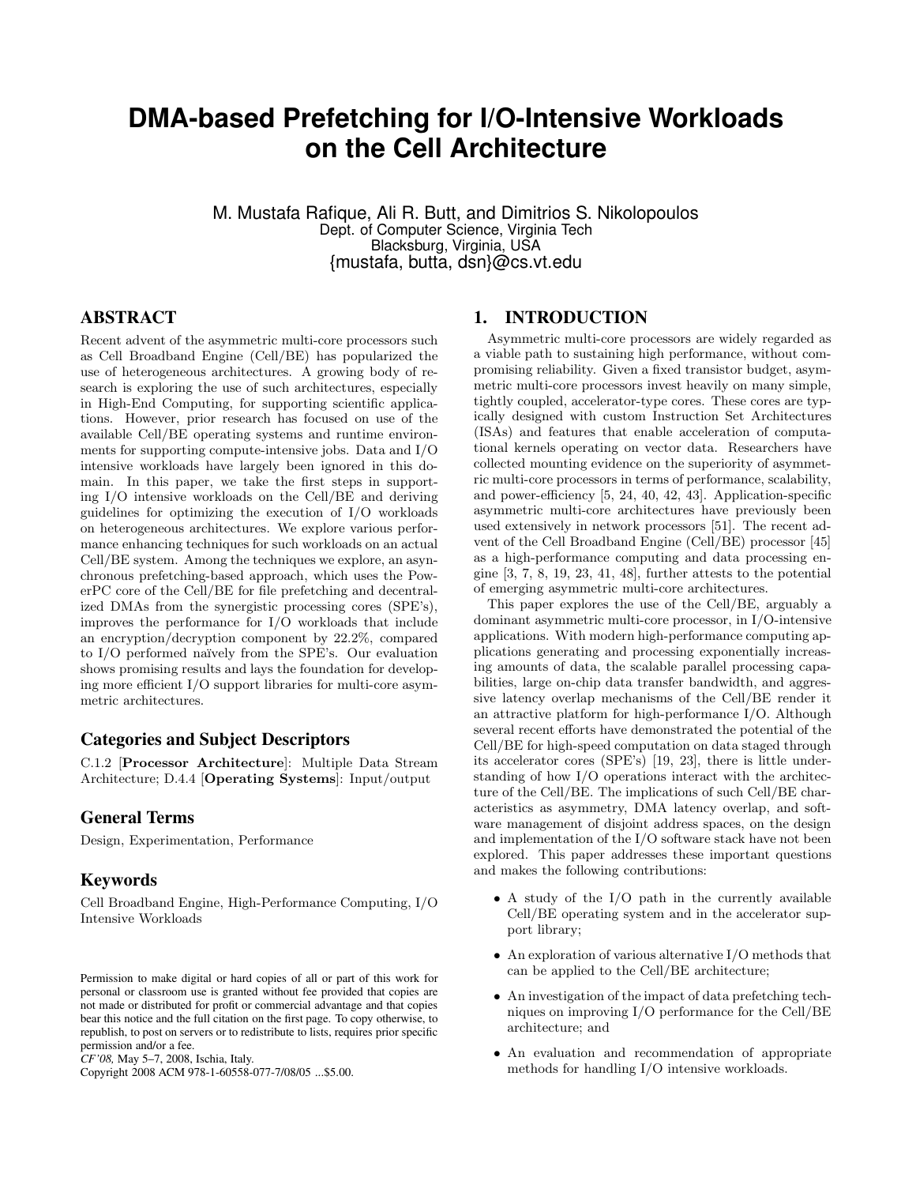# DMA-based Prefetching for I/O-Intensive Workloads on the Cell Architecture

M. Mustafa Rafique, Ali R. Butt, and Dimitrios S. Nikolopoulos
Dept. of Computer Science, Virginia Tech
Blacksburg, Virginia, USA
{mustafa, butta, dsn}@cs.vt.edu

## ABSTRACT

Recent advent of the asymmetric multi-core processors such as Cell Broadband Engine (Cell/BE) has popularized the use of heterogeneous architectures. A growing body of research is exploring the use of such architectures, especially in High-End Computing, for supporting scientific applications. However, prior research has focused on use of the available Cell/BE operating systems and runtime environments for supporting compute-intensive jobs. Data and I/O intensive workloads have largely been ignored in this domain. In this paper, we take the first steps in supporting I/O intensive workloads on the Cell/BE and deriving guidelines for optimizing the execution of I/O workloads on heterogeneous architectures. We explore various performance enhancing techniques for such workloads on an actual Cell/BE system. Among the techniques we explore, an asynchronous prefetching-based approach, which uses the PowerPC core of the Cell/BE for file prefetching and decentralized DMAs from the synergistic processing cores (SPE's), improves the performance for I/O workloads that include an encryption/decryption component by 22.2%, compared to I/O performed naïvely from the SPE's. Our evaluation shows promising results and lays the foundation for developing more efficient I/O support libraries for multi-core asymmetric architectures.

### Categories and Subject Descriptors

C.1.2 [**Processor Architecture**]: Multiple Data Stream Architecture; D.4.4 [**Operating Systems**]: Input/output

### General Terms

Design, Experimentation, Performance

### Keywords

Cell Broadband Engine, High-Performance Computing, I/O Intensive Workloads

Permission to make digital or hard copies of all or part of this work for personal or classroom use is granted without fee provided that copies are not made or distributed for profit or commercial advantage and that copies bear this notice and the full citation on the first page. To copy otherwise, to republish, to post on servers or to redistribute to lists, requires prior specific permission and/or a fee.
*CF'08,* May 5–7, 2008, Ischia, Italy.
Copyright 2008 ACM 978-1-60558-077-7/08/05 ...$5.00.

## 1. INTRODUCTION

Asymmetric multi-core processors are widely regarded as a viable path to sustaining high performance, without compromising reliability. Given a fixed transistor budget, asymmetric multi-core processors invest heavily on many simple, tightly coupled, accelerator-type cores. These cores are typically designed with custom Instruction Set Architectures (ISAs) and features that enable acceleration of computational kernels operating on vector data. Researchers have collected mounting evidence on the superiority of asymmetric multi-core processors in terms of performance, scalability, and power-efficiency [5, 24, 40, 42, 43]. Application-specific asymmetric multi-core architectures have previously been used extensively in network processors [51]. The recent advent of the Cell Broadband Engine (Cell/BE) processor [45] as a high-performance computing and data processing engine [3, 7, 8, 19, 23, 41, 48], further attests to the potential of emerging asymmetric multi-core architectures.

This paper explores the use of the Cell/BE, arguably a dominant asymmetric multi-core processor, in I/O-intensive applications. With modern high-performance computing applications generating and processing exponentially increasing amounts of data, the scalable parallel processing capabilities, large on-chip data transfer bandwidth, and aggressive latency overlap mechanisms of the Cell/BE render it an attractive platform for high-performance I/O. Although several recent efforts have demonstrated the potential of the Cell/BE for high-speed computation on data staged through its accelerator cores (SPE's) [19, 23], there is little understanding of how I/O operations interact with the architecture of the Cell/BE. The implications of such Cell/BE characteristics as asymmetry, DMA latency overlap, and software management of disjoint address spaces, on the design and implementation of the I/O software stack have not been explored. This paper addresses these important questions and makes the following contributions:

- A study of the I/O path in the currently available Cell/BE operating system and in the accelerator support library;
- An exploration of various alternative I/O methods that can be applied to the Cell/BE architecture;
- An investigation of the impact of data prefetching techniques on improving I/O performance for the Cell/BE architecture; and
- An evaluation and recommendation of appropriate methods for handling I/O intensive workloads.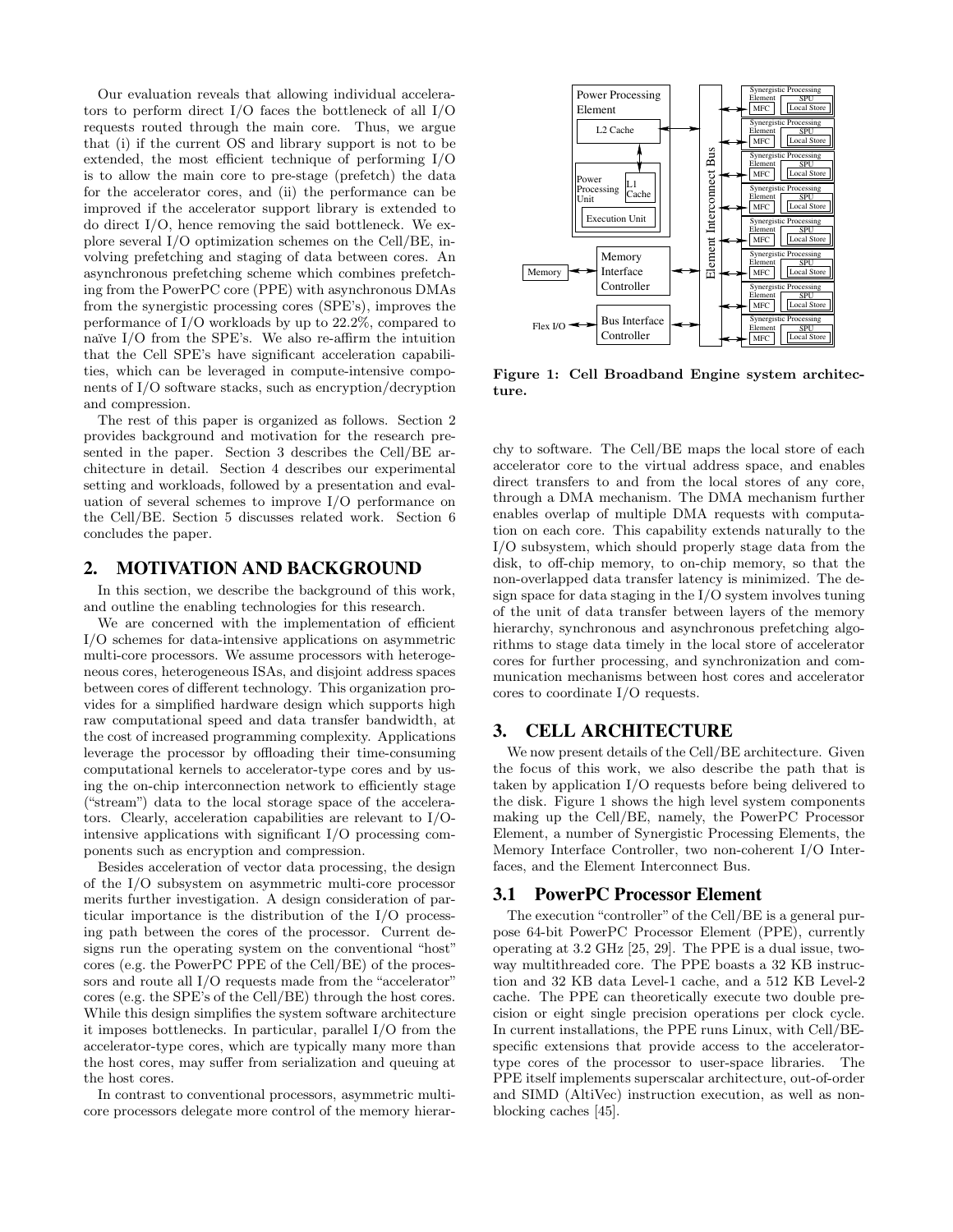Our evaluation reveals that allowing individual accelerators to perform direct I/O faces the bottleneck of all I/O requests routed through the main core. Thus, we argue that (i) if the current OS and library support is not to be extended, the most efficient technique of performing I/O is to allow the main core to pre-stage (prefetch) the data for the accelerator cores, and (ii) the performance can be improved if the accelerator support library is extended to do direct I/O, hence removing the said bottleneck. We explore several I/O optimization schemes on the Cell/BE, involving prefetching and staging of data between cores. An asynchronous prefetching scheme which combines prefetching from the PowerPC core (PPE) with asynchronous DMAs from the synergistic processing cores (SPE's), improves the performance of I/O workloads by up to 22.2%, compared to naïve I/O from the SPE's. We also re-affirm the intuition that the Cell SPE's have significant acceleration capabilities, which can be leveraged in compute-intensive components of I/O software stacks, such as encryption/decryption and compression.

The rest of this paper is organized as follows. Section 2 provides background and motivation for the research presented in the paper. Section 3 describes the Cell/BE architecture in detail. Section 4 describes our experimental setting and workloads, followed by a presentation and evaluation of several schemes to improve I/O performance on the Cell/BE. Section 5 discusses related work. Section 6 concludes the paper.

## 2. MOTIVATION AND BACKGROUND

In this section, we describe the background of this work, and outline the enabling technologies for this research.

We are concerned with the implementation of efficient I/O schemes for data-intensive applications on asymmetric multi-core processors. We assume processors with heterogeneous cores, heterogeneous ISAs, and disjoint address spaces between cores of different technology. This organization provides for a simplified hardware design which supports high raw computational speed and data transfer bandwidth, at the cost of increased programming complexity. Applications leverage the processor by offloading their time-consuming computational kernels to accelerator-type cores and by using the on-chip interconnection network to efficiently stage ("stream") data to the local storage space of the accelerators. Clearly, acceleration capabilities are relevant to I/O-intensive applications with significant I/O processing components such as encryption and compression.

Besides acceleration of vector data processing, the design of the I/O subsystem on asymmetric multi-core processor merits further investigation. A design consideration of particular importance is the distribution of the I/O processing path between the cores of the processor. Current designs run the operating system on the conventional "host" cores (e.g. the PowerPC PPE of the Cell/BE) of the processors and route all I/O requests made from the "accelerator" cores (e.g. the SPE's of the Cell/BE) through the host cores. While this design simplifies the system software architecture it imposes bottlenecks. In particular, parallel I/O from the accelerator-type cores, which are typically many more than the host cores, may suffer from serialization and queuing at the host cores.

In contrast to conventional processors, asymmetric multi-core processors delegate more control of the memory hierarchy to software. The Cell/BE maps the local store of each accelerator core to the virtual address space, and enables direct transfers to and from the local stores of any core, through a DMA mechanism. The DMA mechanism further enables overlap of multiple DMA requests with computation on each core. This capability extends naturally to the I/O subsystem, which should properly stage data from the disk, to off-chip memory, to on-chip memory, so that the non-overlapped data transfer latency is minimized. The design space for data staging in the I/O system involves tuning of the unit of data transfer between layers of the memory hierarchy, synchronous and asynchronous prefetching algorithms to stage data timely in the local store of accelerator cores for further processing, and synchronization and communication mechanisms between host cores and accelerator cores to coordinate I/O requests.

Power Processing Element
L2 Cache
Power Processing Unit
L1 Cache
Execution Unit
Memory
Memory Interface Controller
Flex I/O
Bus Interface Controller
Element Interconnect Bus
Synergistic Processing Element
SPU
MFC
Local Store

**Figure 1: Cell Broadband Engine system architecture.**

## 3. CELL ARCHITECTURE

We now present details of the Cell/BE architecture. Given the focus of this work, we also describe the path that is taken by application I/O requests before being delivered to the disk. Figure 1 shows the high level system components making up the Cell/BE, namely, the PowerPC Processor Element, a number of Synergistic Processing Elements, the Memory Interface Controller, two non-coherent I/O Interfaces, and the Element Interconnect Bus.

### 3.1 PowerPC Processor Element

The execution "controller" of the Cell/BE is a general purpose 64-bit PowerPC Processor Element (PPE), currently operating at 3.2 GHz [25, 29]. The PPE is a dual issue, two-way multithreaded core. The PPE boasts a 32 KB instruction and 32 KB data Level-1 cache, and a 512 KB Level-2 cache. The PPE can theoretically execute two double precision or eight single precision operations per clock cycle. In current installations, the PPE runs Linux, with Cell/BE-specific extensions that provide access to the accelerator-type cores of the processor to user-space libraries. The PPE itself implements superscalar architecture, out-of-order and SIMD (AltiVec) instruction execution, as well as non-blocking caches [45].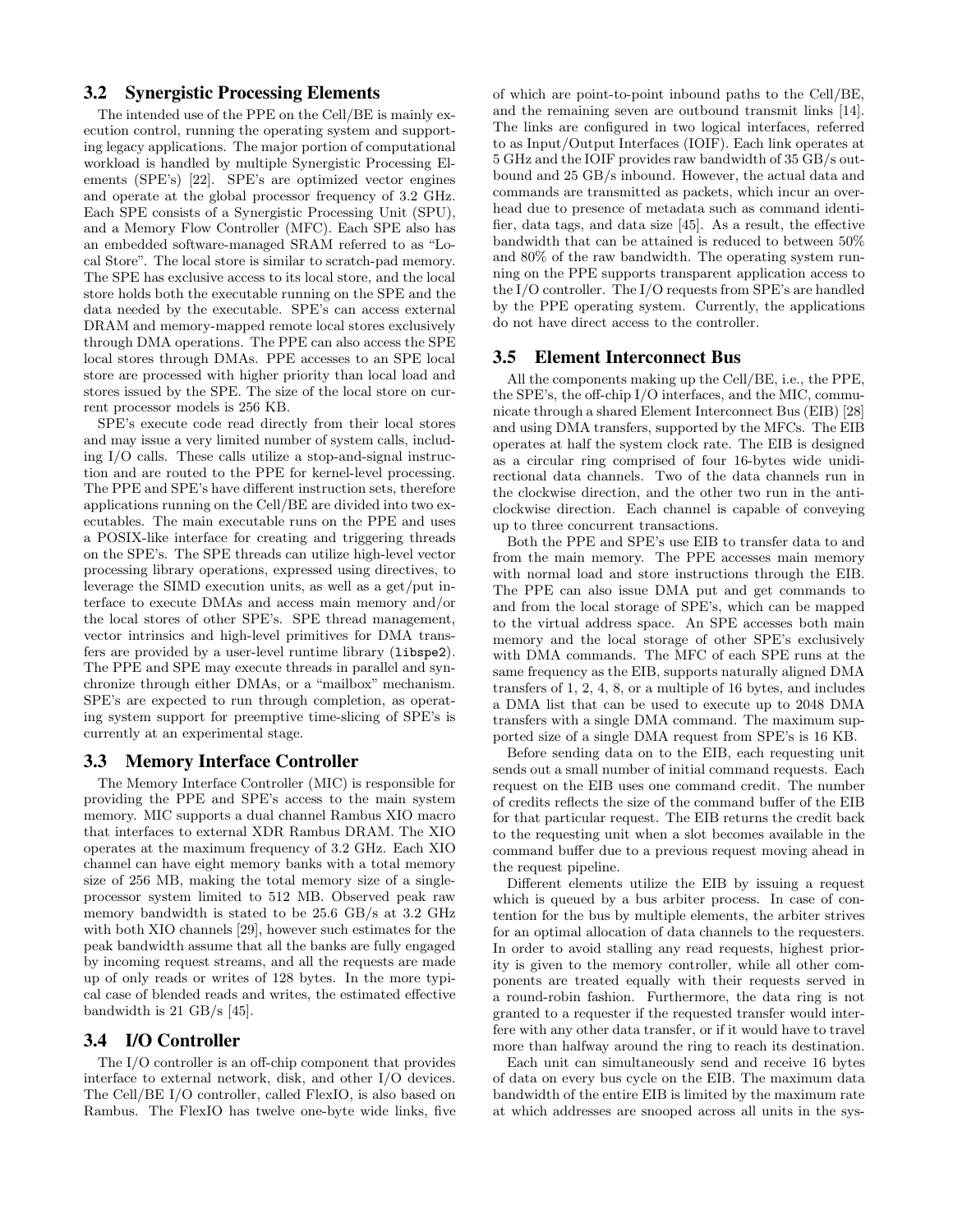### 3.2 Synergistic Processing Elements

The intended use of the PPE on the Cell/BE is mainly execution control, running the operating system and supporting legacy applications. The major portion of computational workload is handled by multiple Synergistic Processing Elements (SPE's) [22]. SPE's are optimized vector engines and operate at the global processor frequency of 3.2 GHz. Each SPE consists of a Synergistic Processing Unit (SPU), and a Memory Flow Controller (MFC). Each SPE also has an embedded software-managed SRAM referred to as "Local Store". The local store is similar to scratch-pad memory. The SPE has exclusive access to its local store, and the local store holds both the executable running on the SPE and the data needed by the executable. SPE's can access external DRAM and memory-mapped remote local stores exclusively through DMA operations. The PPE can also access the SPE local stores through DMAs. PPE accesses to an SPE local store are processed with higher priority than local load and stores issued by the SPE. The size of the local store on current processor models is 256 KB.

SPE's execute code read directly from their local stores and may issue a very limited number of system calls, including I/O calls. These calls utilize a stop-and-signal instruction and are routed to the PPE for kernel-level processing. The PPE and SPE's have different instruction sets, therefore applications running on the Cell/BE are divided into two executables. The main executable runs on the PPE and uses a POSIX-like interface for creating and triggering threads on the SPE's. The SPE threads can utilize high-level vector processing library operations, expressed using directives, to leverage the SIMD execution units, as well as a get/put interface to execute DMAs and access main memory and/or the local stores of other SPE's. SPE thread management, vector intrinsics and high-level primitives for DMA transfers are provided by a user-level runtime library (`libspe2`). The PPE and SPE may execute threads in parallel and synchronize through either DMAs, or a "mailbox" mechanism. SPE's are expected to run through completion, as operating system support for preemptive time-slicing of SPE's is currently at an experimental stage.

### 3.3 Memory Interface Controller

The Memory Interface Controller (MIC) is responsible for providing the PPE and SPE's access to the main system memory. MIC supports a dual channel Rambus XIO macro that interfaces to external XDR Rambus DRAM. The XIO operates at the maximum frequency of 3.2 GHz. Each XIO channel can have eight memory banks with a total memory size of 256 MB, making the total memory size of a single-processor system limited to 512 MB. Observed peak raw memory bandwidth is stated to be 25.6 GB/s at 3.2 GHz with both XIO channels [29], however such estimates for the peak bandwidth assume that all the banks are fully engaged by incoming request streams, and all the requests are made up of only reads or writes of 128 bytes. In the more typical case of blended reads and writes, the estimated effective bandwidth is 21 GB/s [45].

### 3.4 I/O Controller

The I/O controller is an off-chip component that provides interface to external network, disk, and other I/O devices. The Cell/BE I/O controller, called FlexIO, is also based on Rambus. The FlexIO has twelve one-byte wide links, five of which are point-to-point inbound paths to the Cell/BE, and the remaining seven are outbound transmit links [14]. The links are configured in two logical interfaces, referred to as Input/Output Interfaces (IOIF). Each link operates at 5 GHz and the IOIF provides raw bandwidth of 35 GB/s outbound and 25 GB/s inbound. However, the actual data and commands are transmitted as packets, which incur an overhead due to presence of metadata such as command identifier, data tags, and data size [45]. As a result, the effective bandwidth that can be attained is reduced to between 50% and 80% of the raw bandwidth. The operating system running on the PPE supports transparent application access to the I/O controller. The I/O requests from SPE's are handled by the PPE operating system. Currently, the applications do not have direct access to the controller.

### 3.5 Element Interconnect Bus

All the components making up the Cell/BE, i.e., the PPE, the SPE's, the off-chip I/O interfaces, and the MIC, communicate through a shared Element Interconnect Bus (EIB) [28] and using DMA transfers, supported by the MFCs. The EIB operates at half the system clock rate. The EIB is designed as a circular ring comprised of four 16-bytes wide unidirectional data channels. Two of the data channels run in the clockwise direction, and the other two run in the anticlockwise direction. Each channel is capable of conveying up to three concurrent transactions.

Both the PPE and SPE's use EIB to transfer data to and from the main memory. The PPE accesses main memory with normal load and store instructions through the EIB. The PPE can also issue DMA put and get commands to and from the local storage of SPE's, which can be mapped to the virtual address space. An SPE accesses both main memory and the local storage of other SPE's exclusively with DMA commands. The MFC of each SPE runs at the same frequency as the EIB, supports naturally aligned DMA transfers of 1, 2, 4, 8, or a multiple of 16 bytes, and includes a DMA list that can be used to execute up to 2048 DMA transfers with a single DMA command. The maximum supported size of a single DMA request from SPE's is 16 KB.

Before sending data on to the EIB, each requesting unit sends out a small number of initial command requests. Each request on the EIB uses one command credit. The number of credits reflects the size of the command buffer of the EIB for that particular request. The EIB returns the credit back to the requesting unit when a slot becomes available in the command buffer due to a previous request moving ahead in the request pipeline.

Different elements utilize the EIB by issuing a request which is queued by a bus arbiter process. In case of contention for the bus by multiple elements, the arbiter strives for an optimal allocation of data channels to the requesters. In order to avoid stalling any read requests, highest priority is given to the memory controller, while all other components are treated equally with their requests served in a round-robin fashion. Furthermore, the data ring is not granted to a requester if the requested transfer would interfere with any other data transfer, or if it would have to travel more than halfway around the ring to reach its destination.

Each unit can simultaneously send and receive 16 bytes of data on every bus cycle on the EIB. The maximum data bandwidth of the entire EIB is limited by the maximum rate at which addresses are snooped across all units in the sys-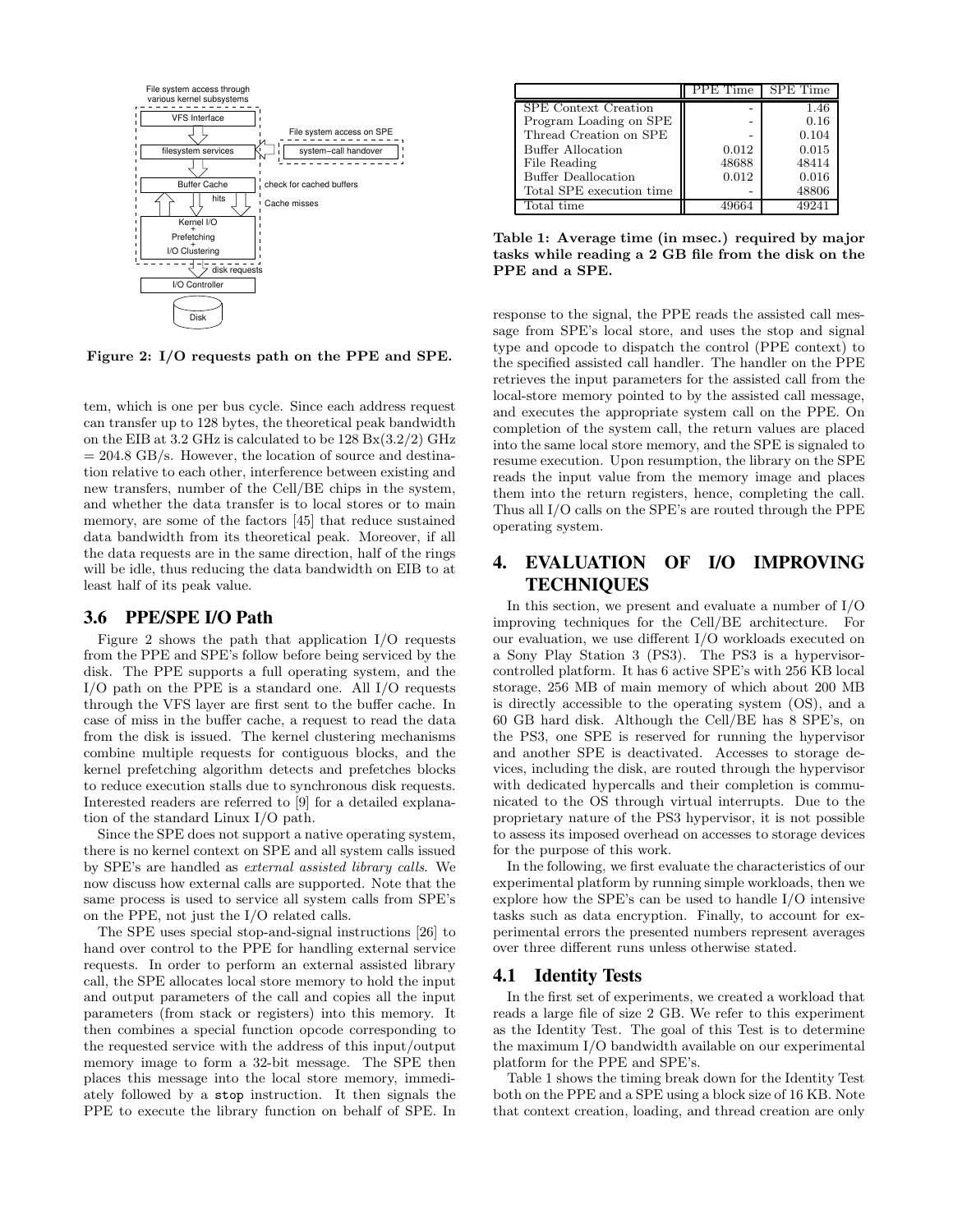File system access through various kernel subsystems

VFS Interface

filesystem services

File system access on SPE

system–call handover

Buffer Cache

check for cached buffers

hits

Cache misses

Kernel I/O
+
Prefetching
+
I/O Clustering

disk requests

I/O Controller

Disk

**Figure 2: I/O requests path on the PPE and SPE.**

tem, which is one per bus cycle. Since each address request can transfer up to 128 bytes, the theoretical peak bandwidth on the EIB at 3.2 GHz is calculated to be 128 Bx(3.2/2) GHz = 204.8 GB/s. However, the location of source and destination relative to each other, interference between existing and new transfers, number of the Cell/BE chips in the system, and whether the data transfer is to local stores or to main memory, are some of the factors [45] that reduce sustained data bandwidth from its theoretical peak. Moreover, if all the data requests are in the same direction, half of the rings will be idle, thus reducing the data bandwidth on EIB to at least half of its peak value.

### 3.6 PPE/SPE I/O Path

Figure 2 shows the path that application I/O requests from the PPE and SPE's follow before being serviced by the disk. The PPE supports a full operating system, and the I/O path on the PPE is a standard one. All I/O requests through the VFS layer are first sent to the buffer cache. In case of miss in the buffer cache, a request to read the data from the disk is issued. The kernel clustering mechanisms combine multiple requests for contiguous blocks, and the kernel prefetching algorithm detects and prefetches blocks to reduce execution stalls due to synchronous disk requests. Interested readers are referred to [9] for a detailed explanation of the standard Linux I/O path.

Since the SPE does not support a native operating system, there is no kernel context on SPE and all system calls issued by SPE's are handled as *external assisted library calls*. We now discuss how external calls are supported. Note that the same process is used to service all system calls from SPE's on the PPE, not just the I/O related calls.

The SPE uses special stop-and-signal instructions [26] to hand over control to the PPE for handling external service requests. In order to perform an external assisted library call, the SPE allocates local store memory to hold the input and output parameters of the call and copies all the input parameters (from stack or registers) into this memory. It then combines a special function opcode corresponding to the requested service with the address of this input/output memory image to form a 32-bit message. The SPE then places this message into the local store memory, immediately followed by a `stop` instruction. It then signals the PPE to execute the library function on behalf of SPE. In response to the signal, the PPE reads the assisted call message from SPE's local store, and uses the stop and signal type and opcode to dispatch the control (PPE context) to the specified assisted call handler. The handler on the PPE retrieves the input parameters for the assisted call from the local-store memory pointed to by the assisted call message, and executes the appropriate system call on the PPE. On completion of the system call, the return values are placed into the same local store memory, and the SPE is signaled to resume execution. Upon resumption, the library on the SPE reads the input value from the memory image and places them into the return registers, hence, completing the call. Thus all I/O calls on the SPE's are routed through the PPE operating system.

| | PPE Time | SPE Time |
|---|---|---|
| SPE Context Creation | - | 1.46 |
| Program Loading on SPE | - | 0.16 |
| Thread Creation on SPE | - | 0.104 |
| Buffer Allocation | 0.012 | 0.015 |
| File Reading | 48688 | 48414 |
| Buffer Deallocation | 0.012 | 0.016 |
| Total SPE execution time | - | 48806 |
| Total time | 49664 | 49241 |

**Table 1: Average time (in msec.) required by major tasks while reading a 2 GB file from the disk on the PPE and a SPE.**

## 4. EVALUATION OF I/O IMPROVING TECHNIQUES

In this section, we present and evaluate a number of I/O improving techniques for the Cell/BE architecture. For our evaluation, we use different I/O workloads executed on a Sony Play Station 3 (PS3). The PS3 is a hypervisor-controlled platform. It has 6 active SPE's with 256 KB local storage, 256 MB of main memory of which about 200 MB is directly accessible to the operating system (OS), and a 60 GB hard disk. Although the Cell/BE has 8 SPE's, on the PS3, one SPE is reserved for running the hypervisor and another SPE is deactivated. Accesses to storage devices, including the disk, are routed through the hypervisor with dedicated hypercalls and their completion is communicated to the OS through virtual interrupts. Due to the proprietary nature of the PS3 hypervisor, it is not possible to assess its imposed overhead on accesses to storage devices for the purpose of this work.

In the following, we first evaluate the characteristics of our experimental platform by running simple workloads, then we explore how the SPE's can be used to handle I/O intensive tasks such as data encryption. Finally, to account for experimental errors the presented numbers represent averages over three different runs unless otherwise stated.

### 4.1 Identity Tests

In the first set of experiments, we created a workload that reads a large file of size 2 GB. We refer to this experiment as the Identity Test. The goal of this Test is to determine the maximum I/O bandwidth available on our experimental platform for the PPE and SPE's.

Table 1 shows the timing break down for the Identity Test both on the PPE and a SPE using a block size of 16 KB. Note that context creation, loading, and thread creation are only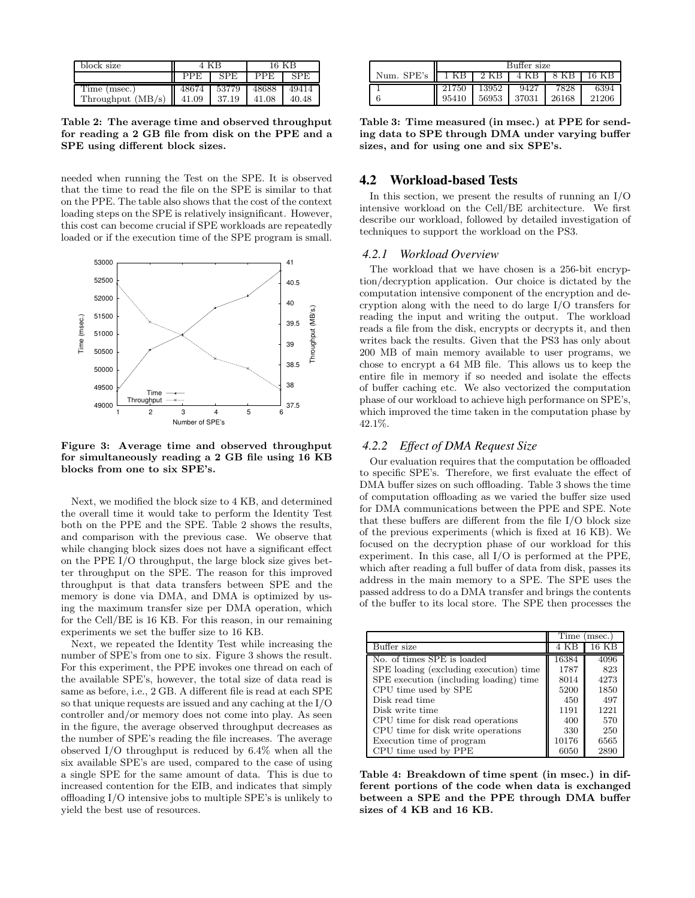| block size | 4 KB | | 16 KB | |
|---|---|---|---|---|
| | PPE | SPE | PPE | SPE |
| Time (msec.) | 48674 | 53779 | 48688 | 49414 |
| Throughput (MB/s) | 41.09 | 37.19 | 41.08 | 40.48 |

**Table 2: The average time and observed throughput for reading a 2 GB file from disk on the PPE and a SPE using different block sizes.**

needed when running the Test on the SPE. It is observed that the time to read the file on the SPE is similar to that on the PPE. The table also shows that the cost of the context loading steps on the SPE is relatively insignificant. However, this cost can become crucial if SPE workloads are repeatedly loaded or if the execution time of the SPE program is small.

**Figure 3: Average time and observed throughput for simultaneously reading a 2 GB file using 16 KB blocks from one to six SPE's.**

Next, we modified the block size to 4 KB, and determined the overall time it would take to perform the Identity Test both on the PPE and the SPE. Table 2 shows the results, and comparison with the previous case. We observe that while changing block sizes does not have a significant effect on the PPE I/O throughput, the large block size gives better throughput on the SPE. The reason for this improved throughput is that data transfers between SPE and the memory is done via DMA, and DMA is optimized by using the maximum transfer size per DMA operation, which for the Cell/BE is 16 KB. For this reason, in our remaining experiments we set the buffer size to 16 KB.

Next, we repeated the Identity Test while increasing the number of SPE's from one to six. Figure 3 shows the result. For this experiment, the PPE invokes one thread on each of the available SPE's, however, the total size of data read is same as before, i.e., 2 GB. A different file is read at each SPE so that unique requests are issued and any caching at the I/O controller and/or memory does not come into play. As seen in the figure, the average observed throughput decreases as the number of SPE's reading the file increases. The average observed I/O throughput is reduced by 6.4% when all the six available SPE's are used, compared to the case of using a single SPE for the same amount of data. This is due to increased contention for the EIB, and indicates that simply offloading I/O intensive jobs to multiple SPE's is unlikely to yield the best use of resources.

| Num. SPE's | Buffer size | | | | |
|---|---|---|---|---|---|
| | 1 KB | 2 KB | 4 KB | 8 KB | 16 KB |
| 1 | 21750 | 13952 | 9427 | 7828 | 6394 |
| 6 | 95410 | 56953 | 37031 | 26168 | 21206 |

**Table 3: Time measured (in msec.) at PPE for sending data to SPE through DMA under varying buffer sizes, and for using one and six SPE's.**

## 4.2 Workload-based Tests

In this section, we present the results of running an I/O intensive workload on the Cell/BE architecture. We first describe our workload, followed by detailed investigation of techniques to support the workload on the PS3.

### 4.2.1 Workload Overview

The workload that we have chosen is a 256-bit encryption/decryption application. Our choice is dictated by the computation intensive component of the encryption and decryption along with the need to do large I/O transfers for reading the input and writing the output. The workload reads a file from the disk, encrypts or decrypts it, and then writes back the results. Given that the PS3 has only about 200 MB of main memory available to user programs, we chose to encrypt a 64 MB file. This allows us to keep the entire file in memory if so needed and isolate the effects of buffer caching etc. We also vectorized the computation phase of our workload to achieve high performance on SPE's, which improved the time taken in the computation phase by 42.1%.

### 4.2.2 Effect of DMA Request Size

Our evaluation requires that the computation be offloaded to specific SPE's. Therefore, we first evaluate the effect of DMA buffer sizes on such offloading. Table 3 shows the time of computation offloading as we varied the buffer size used for DMA communications between the PPE and SPE. Note that these buffers are different from the file I/O block size of the previous experiments (which is fixed at 16 KB). We focused on the decryption phase of our workload for this experiment. In this case, all I/O is performed at the PPE, which after reading a full buffer of data from disk, passes its address in the main memory to a SPE. The SPE uses the passed address to do a DMA transfer and brings the contents of the buffer to its local store. The SPE then processes the

| | Time (msec.) | |
|---|---|---|
| Buffer size | 4 KB | 16 KB |
| No. of times SPE is loaded | 16384 | 4096 |
| SPE loading (excluding execution) time | 1787 | 823 |
| SPE execution (including loading) time | 8014 | 4273 |
| CPU time used by SPE | 5200 | 1850 |
| Disk read time | 450 | 497 |
| Disk write time | 1191 | 1221 |
| CPU time for disk read operations | 400 | 570 |
| CPU time for disk write operations | 330 | 250 |
| Execution time of program | 10176 | 6565 |
| CPU time used by PPE | 6050 | 2890 |

**Table 4: Breakdown of time spent (in msec.) in different portions of the code when data is exchanged between a SPE and the PPE through DMA buffer sizes of 4 KB and 16 KB.**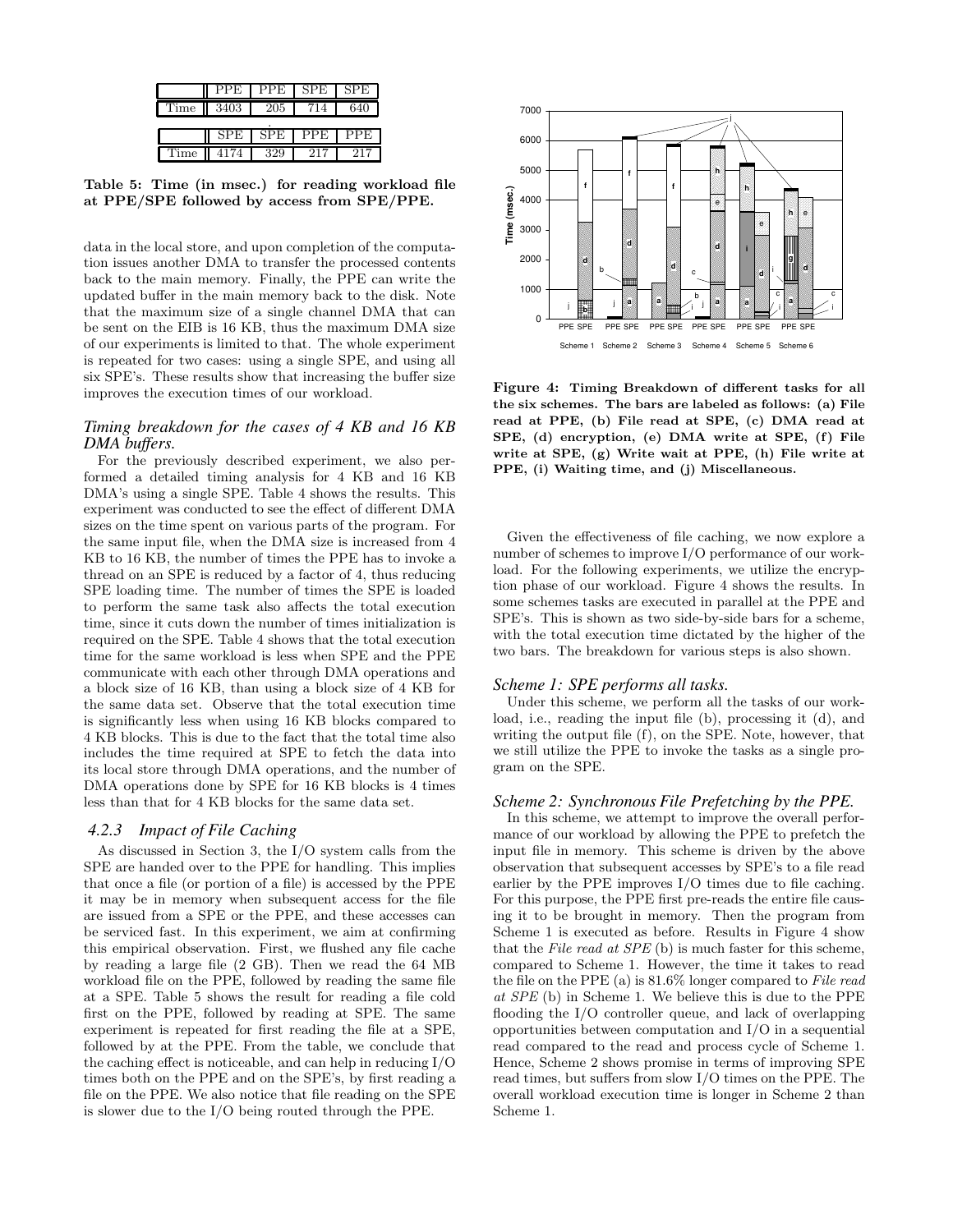|  | PPE | PPE | SPE | SPE |
|---|---|---|---|---|
| Time | 3403 | 205 | 714 | 640 |

|  | SPE | SPE | PPE | PPE |
|---|---|---|---|---|
| Time | 4174 | 329 | 217 | 217 |

**Table 5: Time (in msec.) for reading workload file at PPE/SPE followed by access from SPE/PPE.**

data in the local store, and upon completion of the computation issues another DMA to transfer the processed contents back to the main memory. Finally, the PPE can write the updated buffer in the main memory back to the disk. Note that the maximum size of a single channel DMA that can be sent on the EIB is 16 KB, thus the maximum DMA size of our experiments is limited to that. The whole experiment is repeated for two cases: using a single SPE, and using all six SPE's. These results show that increasing the buffer size improves the execution times of our workload.

### *Timing breakdown for the cases of 4 KB and 16 KB DMA buffers.*

For the previously described experiment, we also performed a detailed timing analysis for 4 KB and 16 KB DMA's using a single SPE. Table 4 shows the results. This experiment was conducted to see the effect of different DMA sizes on the time spent on various parts of the program. For the same input file, when the DMA size is increased from 4 KB to 16 KB, the number of times the PPE has to invoke a thread on an SPE is reduced by a factor of 4, thus reducing SPE loading time. The number of times the SPE is loaded to perform the same task also affects the total execution time, since it cuts down the number of times initialization is required on the SPE. Table 4 shows that the total execution time for the same workload is less when SPE and the PPE communicate with each other through DMA operations and a block size of 16 KB, than using a block size of 4 KB for the same data set. Observe that the total execution time is significantly less when using 16 KB blocks compared to 4 KB blocks. This is due to the fact that the total time also includes the time required at SPE to fetch the data into its local store through DMA operations, and the number of DMA operations done by SPE for 16 KB blocks is 4 times less than that for 4 KB blocks for the same data set.

### 4.2.3 *Impact of File Caching*

As discussed in Section 3, the I/O system calls from the SPE are handed over to the PPE for handling. This implies that once a file (or portion of a file) is accessed by the PPE it may be in memory when subsequent access for the file are issued from a SPE or the PPE, and these accesses can be serviced fast. In this experiment, we aim at confirming this empirical observation. First, we flushed any file cache by reading a large file (2 GB). Then we read the 64 MB workload file on the PPE, followed by reading the same file at a SPE. Table 5 shows the result for reading a file cold first on the PPE, followed by reading at SPE. The same experiment is repeated for first reading the file at a SPE, followed by at the PPE. From the table, we conclude that the caching effect is noticeable, and can help in reducing I/O times both on the PPE and on the SPE's, by first reading a file on the PPE. We also notice that file reading on the SPE is slower due to the I/O being routed through the PPE.

**Figure 4: Timing Breakdown of different tasks for all the six schemes. The bars are labeled as follows: (a) File read at PPE, (b) File read at SPE, (c) DMA read at SPE, (d) encryption, (e) DMA write at SPE, (f) File write at SPE, (g) Write wait at PPE, (h) File write at PPE, (i) Waiting time, and (j) Miscellaneous.**

Given the effectiveness of file caching, we now explore a number of schemes to improve I/O performance of our workload. For the following experiments, we utilize the encryption phase of our workload. Figure 4 shows the results. In some schemes tasks are executed in parallel at the PPE and SPE's. This is shown as two side-by-side bars for a scheme, with the total execution time dictated by the higher of the two bars. The breakdown for various steps is also shown.

### *Scheme 1: SPE performs all tasks.*

Under this scheme, we perform all the tasks of our workload, i.e., reading the input file (b), processing it (d), and writing the output file (f), on the SPE. Note, however, that we still utilize the PPE to invoke the tasks as a single program on the SPE.

### *Scheme 2: Synchronous File Prefetching by the PPE.*

In this scheme, we attempt to improve the overall performance of our workload by allowing the PPE to prefetch the input file in memory. This scheme is driven by the above observation that subsequent accesses by SPE's to a file read earlier by the PPE improves I/O times due to file caching. For this purpose, the PPE first pre-reads the entire file causing it to be brought in memory. Then the program from Scheme 1 is executed as before. Results in Figure 4 show that the *File read at SPE* (b) is much faster for this scheme, compared to Scheme 1. However, the time it takes to read the file on the PPE (a) is 81.6% longer compared to *File read at SPE* (b) in Scheme 1. We believe this is due to the PPE flooding the I/O controller queue, and lack of overlapping opportunities between computation and I/O in a sequential read compared to the read and process cycle of Scheme 1. Hence, Scheme 2 shows promise in terms of improving SPE read times, but suffers from slow I/O times on the PPE. The overall workload execution time is longer in Scheme 2 than Scheme 1.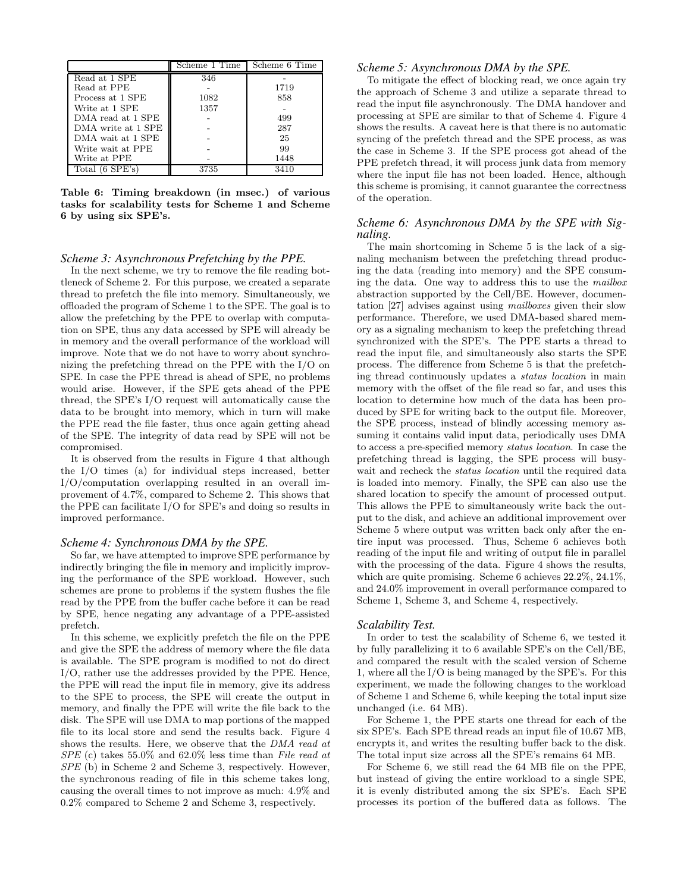| | Scheme 1 Time | Scheme 6 Time |
|---|---|---|
| Read at 1 SPE | 346 | - |
| Read at PPE | - | 1719 |
| Process at 1 SPE | 1082 | 858 |
| Write at 1 SPE | 1357 | - |
| DMA read at 1 SPE | - | 499 |
| DMA write at 1 SPE | - | 287 |
| DMA wait at 1 SPE | - | 25 |
| Write wait at PPE | - | 99 |
| Write at PPE | - | 1448 |
| Total (6 SPE's) | 3735 | 3410 |

**Table 6: Timing breakdown (in msec.) of various tasks for scalability tests for Scheme 1 and Scheme 6 by using six SPE's.**

### *Scheme 3: Asynchronous Prefetching by the PPE.*

In the next scheme, we try to remove the file reading bottleneck of Scheme 2. For this purpose, we created a separate thread to prefetch the file into memory. Simultaneously, we offloaded the program of Scheme 1 to the SPE. The goal is to allow the prefetching by the PPE to overlap with computation on SPE, thus any data accessed by SPE will already be in memory and the overall performance of the workload will improve. Note that we do not have to worry about synchronizing the prefetching thread on the PPE with the I/O on SPE. In case the PPE thread is ahead of SPE, no problems would arise. However, if the SPE gets ahead of the PPE thread, the SPE's I/O request will automatically cause the data to be brought into memory, which in turn will make the PPE read the file faster, thus once again getting ahead of the SPE. The integrity of data read by SPE will not be compromised.

It is observed from the results in Figure 4 that although the I/O times (a) for individual steps increased, better I/O/computation overlapping resulted in an overall improvement of 4.7%, compared to Scheme 2. This shows that the PPE can facilitate I/O for SPE's and doing so results in improved performance.

### *Scheme 4: Synchronous DMA by the SPE.*

So far, we have attempted to improve SPE performance by indirectly bringing the file in memory and implicitly improving the performance of the SPE workload. However, such schemes are prone to problems if the system flushes the file read by the PPE from the buffer cache before it can be read by SPE, hence negating any advantage of a PPE-assisted prefetch.

In this scheme, we explicitly prefetch the file on the PPE and give the SPE the address of memory where the file data is available. The SPE program is modified to not do direct I/O, rather use the addresses provided by the PPE. Hence, the PPE will read the input file in memory, give its address to the SPE to process, the SPE will create the output in memory, and finally the PPE will write the file back to the disk. The SPE will use DMA to map portions of the mapped file to its local store and send the results back. Figure 4 shows the results. Here, we observe that the *DMA read at SPE* (c) takes 55.0% and 62.0% less time than *File read at SPE* (b) in Scheme 2 and Scheme 3, respectively. However, the synchronous reading of file in this scheme takes long, causing the overall times to not improve as much: 4.9% and 0.2% compared to Scheme 2 and Scheme 3, respectively.

### *Scheme 5: Asynchronous DMA by the SPE.*

To mitigate the effect of blocking read, we once again try the approach of Scheme 3 and utilize a separate thread to read the input file asynchronously. The DMA handover and processing at SPE are similar to that of Scheme 4. Figure 4 shows the results. A caveat here is that there is no automatic syncing of the prefetch thread and the SPE process, as was the case in Scheme 3. If the SPE process got ahead of the PPE prefetch thread, it will process junk data from memory where the input file has not been loaded. Hence, although this scheme is promising, it cannot guarantee the correctness of the operation.

### *Scheme 6: Asynchronous DMA by the SPE with Signaling.*

The main shortcoming in Scheme 5 is the lack of a signaling mechanism between the prefetching thread producing the data (reading into memory) and the SPE consuming the data. One way to address this to use the *mailbox* abstraction supported by the Cell/BE. However, documentation [27] advises against using *mailboxes* given their slow performance. Therefore, we used DMA-based shared memory as a signaling mechanism to keep the prefetching thread synchronized with the SPE's. The PPE starts a thread to read the input file, and simultaneously also starts the SPE process. The difference from Scheme 5 is that the prefetching thread continuously updates a *status location* in main memory with the offset of the file read so far, and uses this location to determine how much of the data has been produced by SPE for writing back to the output file. Moreover, the SPE process, instead of blindly accessing memory assuming it contains valid input data, periodically uses DMA to access a pre-specified memory *status location*. In case the prefetching thread is lagging, the SPE process will busy-wait and recheck the *status location* until the required data is loaded into memory. Finally, the SPE can also use the shared location to specify the amount of processed output. This allows the PPE to simultaneously write back the output to the disk, and achieve an additional improvement over Scheme 5 where output was written back only after the entire input was processed. Thus, Scheme 6 achieves both reading of the input file and writing of output file in parallel with the processing of the data. Figure 4 shows the results, which are quite promising. Scheme 6 achieves 22.2%, 24.1%, and 24.0% improvement in overall performance compared to Scheme 1, Scheme 3, and Scheme 4, respectively.

### *Scalability Test.*

In order to test the scalability of Scheme 6, we tested it by fully parallelizing it to 6 available SPE's on the Cell/BE, and compared the result with the scaled version of Scheme 1, where all the I/O is being managed by the SPE's. For this experiment, we made the following changes to the workload of Scheme 1 and Scheme 6, while keeping the total input size unchanged (i.e. 64 MB).

For Scheme 1, the PPE starts one thread for each of the six SPE's. Each SPE thread reads an input file of 10.67 MB, encrypts it, and writes the resulting buffer back to the disk. The total input size across all the SPE's remains 64 MB.

For Scheme 6, we still read the 64 MB file on the PPE, but instead of giving the entire workload to a single SPE, it is evenly distributed among the six SPE's. Each SPE processes its portion of the buffered data as follows. The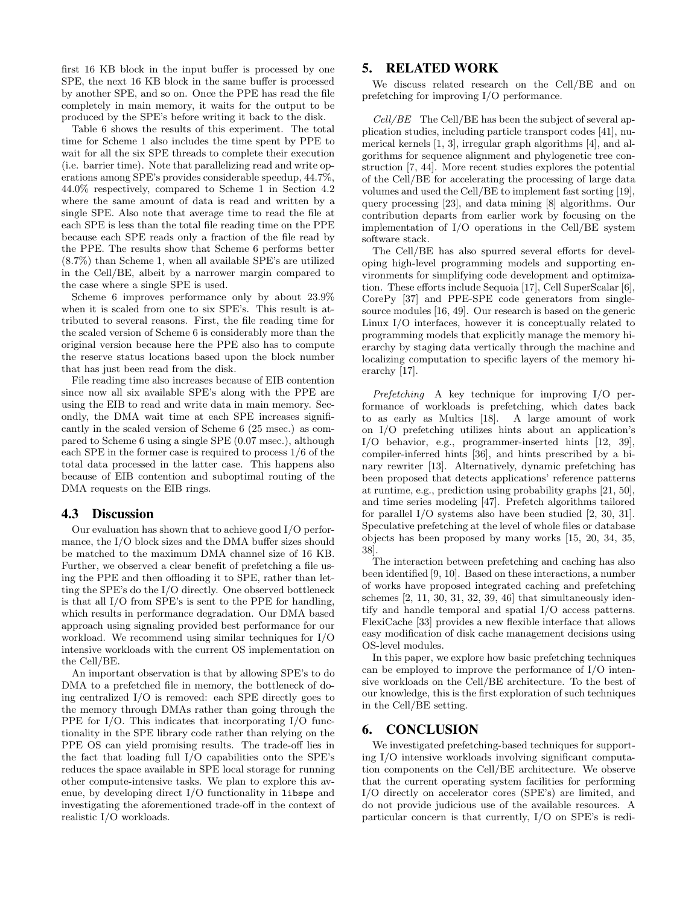first 16 KB block in the input buffer is processed by one SPE, the next 16 KB block in the same buffer is processed by another SPE, and so on. Once the PPE has read the file completely in main memory, it waits for the output to be produced by the SPE's before writing it back to the disk.

Table 6 shows the results of this experiment. The total time for Scheme 1 also includes the time spent by PPE to wait for all the six SPE threads to complete their execution (i.e. barrier time). Note that parallelizing read and write operations among SPE's provides considerable speedup, 44.7%, 44.0% respectively, compared to Scheme 1 in Section 4.2 where the same amount of data is read and written by a single SPE. Also note that average time to read the file at each SPE is less than the total file reading time on the PPE because each SPE reads only a fraction of the file read by the PPE. The results show that Scheme 6 performs better (8.7%) than Scheme 1, when all available SPE's are utilized in the Cell/BE, albeit by a narrower margin compared to the case where a single SPE is used.

Scheme 6 improves performance only by about 23.9% when it is scaled from one to six SPE's. This result is attributed to several reasons. First, the file reading time for the scaled version of Scheme 6 is considerably more than the original version because here the PPE also has to compute the reserve status locations based upon the block number that has just been read from the disk.

File reading time also increases because of EIB contention since now all six available SPE's along with the PPE are using the EIB to read and write data in main memory. Secondly, the DMA wait time at each SPE increases significantly in the scaled version of Scheme 6 (25 msec.) as compared to Scheme 6 using a single SPE (0.07 msec.), although each SPE in the former case is required to process 1/6 of the total data processed in the latter case. This happens also because of EIB contention and suboptimal routing of the DMA requests on the EIB rings.

### 4.3 Discussion

Our evaluation has shown that to achieve good I/O performance, the I/O block sizes and the DMA buffer sizes should be matched to the maximum DMA channel size of 16 KB. Further, we observed a clear benefit of prefetching a file using the PPE and then offloading it to SPE, rather than letting the SPE's do the I/O directly. One observed bottleneck is that all I/O from SPE's is sent to the PPE for handling, which results in performance degradation. Our DMA based approach using signaling provided best performance for our workload. We recommend using similar techniques for I/O intensive workloads with the current OS implementation on the Cell/BE.

An important observation is that by allowing SPE's to do DMA to a prefetched file in memory, the bottleneck of doing centralized I/O is removed: each SPE directly goes to the memory through DMAs rather than going through the PPE for I/O. This indicates that incorporating I/O functionality in the SPE library code rather than relying on the PPE OS can yield promising results. The trade-off lies in the fact that loading full I/O capabilities onto the SPE's reduces the space available in SPE local storage for running other compute-intensive tasks. We plan to explore this avenue, by developing direct I/O functionality in `libspe` and investigating the aforementioned trade-off in the context of realistic I/O workloads.

## 5. RELATED WORK

We discuss related research on the Cell/BE and on prefetching for improving I/O performance.

*Cell/BE* The Cell/BE has been the subject of several application studies, including particle transport codes [41], numerical kernels [1, 3], irregular graph algorithms [4], and algorithms for sequence alignment and phylogenetic tree construction [7, 44]. More recent studies explores the potential of the Cell/BE for accelerating the processing of large data volumes and used the Cell/BE to implement fast sorting [19], query processing [23], and data mining [8] algorithms. Our contribution departs from earlier work by focusing on the implementation of I/O operations in the Cell/BE system software stack.

The Cell/BE has also spurred several efforts for developing high-level programming models and supporting environments for simplifying code development and optimization. These efforts include Sequoia [17], Cell SuperScalar [6], CorePy [37] and PPE-SPE code generators from single-source modules [16, 49]. Our research is based on the generic Linux I/O interfaces, however it is conceptually related to programming models that explicitly manage the memory hierarchy by staging data vertically through the machine and localizing computation to specific layers of the memory hierarchy [17].

*Prefetching* A key technique for improving I/O performance of workloads is prefetching, which dates back to as early as Multics [18]. A large amount of work on I/O prefetching utilizes hints about an application's I/O behavior, e.g., programmer-inserted hints [12, 39], compiler-inferred hints [36], and hints prescribed by a binary rewriter [13]. Alternatively, dynamic prefetching has been proposed that detects applications' reference patterns at runtime, e.g., prediction using probability graphs [21, 50], and time series modeling [47]. Prefetch algorithms tailored for parallel I/O systems also have been studied [2, 30, 31]. Speculative prefetching at the level of whole files or database objects has been proposed by many works [15, 20, 34, 35, 38].

The interaction between prefetching and caching has also been identified [9, 10]. Based on these interactions, a number of works have proposed integrated caching and prefetching schemes [2, 11, 30, 31, 32, 39, 46] that simultaneously identify and handle temporal and spatial I/O access patterns. FlexiCache [33] provides a new flexible interface that allows easy modification of disk cache management decisions using OS-level modules.

In this paper, we explore how basic prefetching techniques can be employed to improve the performance of I/O intensive workloads on the Cell/BE architecture. To the best of our knowledge, this is the first exploration of such techniques in the Cell/BE setting.

## 6. CONCLUSION

We investigated prefetching-based techniques for supporting I/O intensive workloads involving significant computation components on the Cell/BE architecture. We observe that the current operating system facilities for performing I/O directly on accelerator cores (SPE's) are limited, and do not provide judicious use of the available resources. A particular concern is that currently, I/O on SPE's is redi-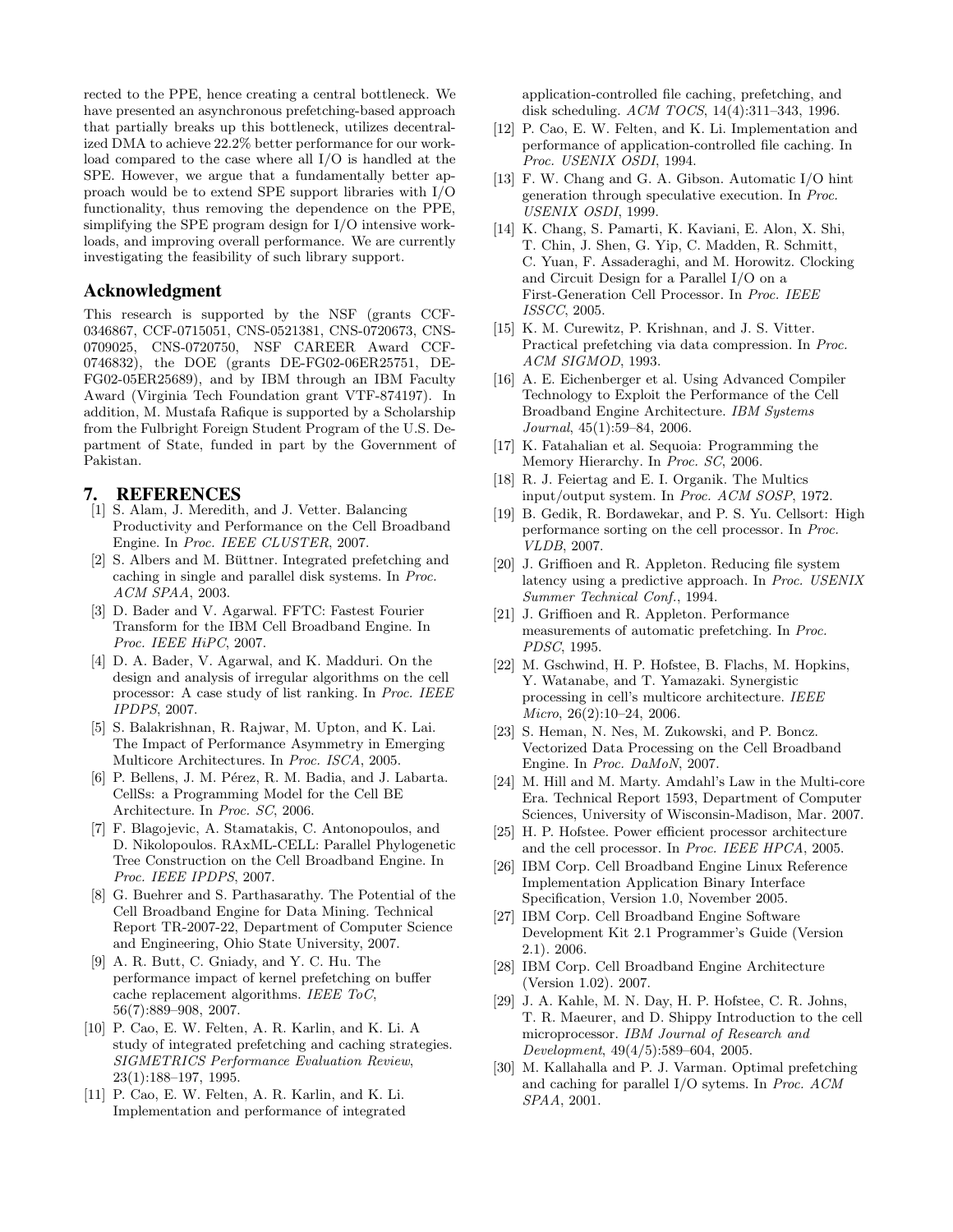rected to the PPE, hence creating a central bottleneck. We have presented an asynchronous prefetching-based approach that partially breaks up this bottleneck, utilizes decentralized DMA to achieve 22.2% better performance for our workload compared to the case where all I/O is handled at the SPE. However, we argue that a fundamentally better approach would be to extend SPE support libraries with I/O functionality, thus removing the dependence on the PPE, simplifying the SPE program design for I/O intensive workloads, and improving overall performance. We are currently investigating the feasibility of such library support.

## Acknowledgment

This research is supported by the NSF (grants CCF-0346867, CCF-0715051, CNS-0521381, CNS-0720673, CNS-0709025, CNS-0720750, NSF CAREER Award CCF-0746832), the DOE (grants DE-FG02-06ER25751, DE-FG02-05ER25689), and by IBM through an IBM Faculty Award (Virginia Tech Foundation grant VTF-874197). In addition, M. Mustafa Rafique is supported by a Scholarship from the Fulbright Foreign Student Program of the U.S. Department of State, funded in part by the Government of Pakistan.

## 7. REFERENCES

[1] S. Alam, J. Meredith, and J. Vetter. Balancing Productivity and Performance on the Cell Broadband Engine. In *Proc. IEEE CLUSTER*, 2007.

[2] S. Albers and M. Büttner. Integrated prefetching and caching in single and parallel disk systems. In *Proc. ACM SPAA*, 2003.

[3] D. Bader and V. Agarwal. FFTC: Fastest Fourier Transform for the IBM Cell Broadband Engine. In *Proc. IEEE HiPC*, 2007.

[4] D. A. Bader, V. Agarwal, and K. Madduri. On the design and analysis of irregular algorithms on the cell processor: A case study of list ranking. In *Proc. IEEE IPDPS*, 2007.

[5] S. Balakrishnan, R. Rajwar, M. Upton, and K. Lai. The Impact of Performance Asymmetry in Emerging Multicore Architectures. In *Proc. ISCA*, 2005.

[6] P. Bellens, J. M. Pérez, R. M. Badia, and J. Labarta. CellSs: a Programming Model for the Cell BE Architecture. In *Proc. SC*, 2006.

[7] F. Blagojevic, A. Stamatakis, C. Antonopoulos, and D. Nikolopoulos. RAxML-CELL: Parallel Phylogenetic Tree Construction on the Cell Broadband Engine. In *Proc. IEEE IPDPS*, 2007.

[8] G. Buehrer and S. Parthasarathy. The Potential of the Cell Broadband Engine for Data Mining. Technical Report TR-2007-22, Department of Computer Science and Engineering, Ohio State University, 2007.

[9] A. R. Butt, C. Gniady, and Y. C. Hu. The performance impact of kernel prefetching on buffer cache replacement algorithms. *IEEE ToC*, 56(7):889–908, 2007.

[10] P. Cao, E. W. Felten, A. R. Karlin, and K. Li. A study of integrated prefetching and caching strategies. *SIGMETRICS Performance Evaluation Review*, 23(1):188–197, 1995.

[11] P. Cao, E. W. Felten, A. R. Karlin, and K. Li. Implementation and performance of integrated application-controlled file caching, prefetching, and disk scheduling. *ACM TOCS*, 14(4):311–343, 1996.

[12] P. Cao, E. W. Felten, and K. Li. Implementation and performance of application-controlled file caching. In *Proc. USENIX OSDI*, 1994.

[13] F. W. Chang and G. A. Gibson. Automatic I/O hint generation through speculative execution. In *Proc. USENIX OSDI*, 1999.

[14] K. Chang, S. Pamarti, K. Kaviani, E. Alon, X. Shi, T. Chin, J. Shen, G. Yip, C. Madden, R. Schmitt, C. Yuan, F. Assaderaghi, and M. Horowitz. Clocking and Circuit Design for a Parallel I/O on a First-Generation Cell Processor. In *Proc. IEEE ISSCC*, 2005.

[15] K. M. Curewitz, P. Krishnan, and J. S. Vitter. Practical prefetching via data compression. In *Proc. ACM SIGMOD*, 1993.

[16] A. E. Eichenberger et al. Using Advanced Compiler Technology to Exploit the Performance of the Cell Broadband Engine Architecture. *IBM Systems Journal*, 45(1):59–84, 2006.

[17] K. Fatahalian et al. Sequoia: Programming the Memory Hierarchy. In *Proc. SC*, 2006.

[18] R. J. Feiertag and E. I. Organik. The Multics input/output system. In *Proc. ACM SOSP*, 1972.

[19] B. Gedik, R. Bordawekar, and P. S. Yu. Cellsort: High performance sorting on the cell processor. In *Proc. VLDB*, 2007.

[20] J. Griffioen and R. Appleton. Reducing file system latency using a predictive approach. In *Proc. USENIX Summer Technical Conf.*, 1994.

[21] J. Griffioen and R. Appleton. Performance measurements of automatic prefetching. In *Proc. PDSC*, 1995.

[22] M. Gschwind, H. P. Hofstee, B. Flachs, M. Hopkins, Y. Watanabe, and T. Yamazaki. Synergistic processing in cell's multicore architecture. *IEEE Micro*, 26(2):10–24, 2006.

[23] S. Heman, N. Nes, M. Zukowski, and P. Boncz. Vectorized Data Processing on the Cell Broadband Engine. In *Proc. DaMoN*, 2007.

[24] M. Hill and M. Marty. Amdahl's Law in the Multi-core Era. Technical Report 1593, Department of Computer Sciences, University of Wisconsin-Madison, Mar. 2007.

[25] H. P. Hofstee. Power efficient processor architecture and the cell processor. In *Proc. IEEE HPCA*, 2005.

[26] IBM Corp. Cell Broadband Engine Linux Reference Implementation Application Binary Interface Specification, Version 1.0, November 2005.

[27] IBM Corp. Cell Broadband Engine Software Development Kit 2.1 Programmer's Guide (Version 2.1). 2006.

[28] IBM Corp. Cell Broadband Engine Architecture (Version 1.02). 2007.

[29] J. A. Kahle, M. N. Day, H. P. Hofstee, C. R. Johns, T. R. Maeurer, and D. Shippy Introduction to the cell microprocessor. *IBM Journal of Research and Development*, 49(4/5):589–604, 2005.

[30] M. Kallahalla and P. J. Varman. Optimal prefetching and caching for parallel I/O sytems. In *Proc. ACM SPAA*, 2001.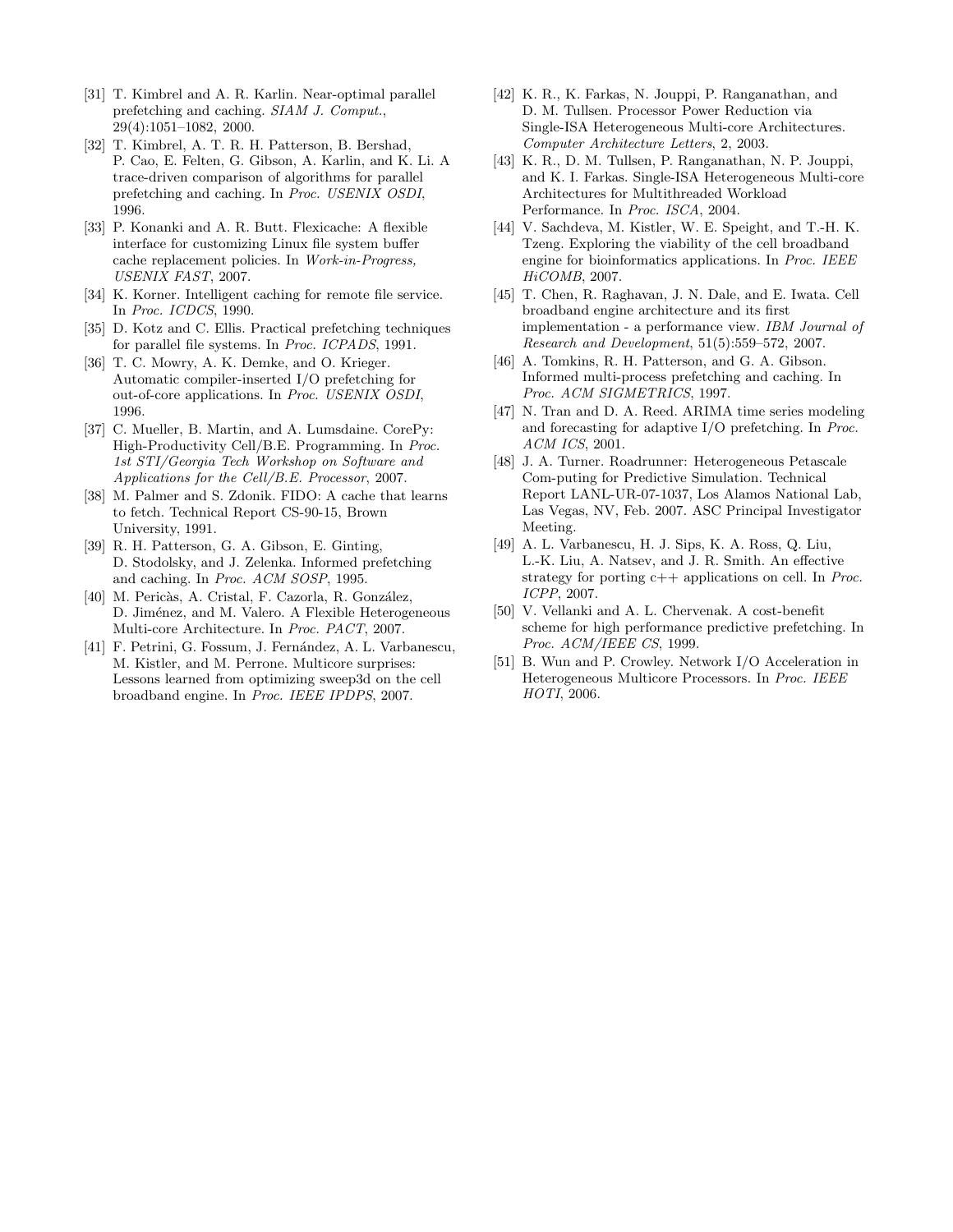[31] T. Kimbrel and A. R. Karlin. Near-optimal parallel prefetching and caching. *SIAM J. Comput.*, 29(4):1051–1082, 2000.

[32] T. Kimbrel, A. T. R. H. Patterson, B. Bershad, P. Cao, E. Felten, G. Gibson, A. Karlin, and K. Li. A trace-driven comparison of algorithms for parallel prefetching and caching. In *Proc. USENIX OSDI*, 1996.

[33] P. Konanki and A. R. Butt. Flexicache: A flexible interface for customizing Linux file system buffer cache replacement policies. In *Work-in-Progress, USENIX FAST*, 2007.

[34] K. Korner. Intelligent caching for remote file service. In *Proc. ICDCS*, 1990.

[35] D. Kotz and C. Ellis. Practical prefetching techniques for parallel file systems. In *Proc. ICPADS*, 1991.

[36] T. C. Mowry, A. K. Demke, and O. Krieger. Automatic compiler-inserted I/O prefetching for out-of-core applications. In *Proc. USENIX OSDI*, 1996.

[37] C. Mueller, B. Martin, and A. Lumsdaine. CorePy: High-Productivity Cell/B.E. Programming. In *Proc. 1st STI/Georgia Tech Workshop on Software and Applications for the Cell/B.E. Processor*, 2007.

[38] M. Palmer and S. Zdonik. FIDO: A cache that learns to fetch. Technical Report CS-90-15, Brown University, 1991.

[39] R. H. Patterson, G. A. Gibson, E. Ginting, D. Stodolsky, and J. Zelenka. Informed prefetching and caching. In *Proc. ACM SOSP*, 1995.

[40] M. Pericàs, A. Cristal, F. Cazorla, R. González, D. Jiménez, and M. Valero. A Flexible Heterogeneous Multi-core Architecture. In *Proc. PACT*, 2007.

[41] F. Petrini, G. Fossum, J. Fernández, A. L. Varbanescu, M. Kistler, and M. Perrone. Multicore surprises: Lessons learned from optimizing sweep3d on the cell broadband engine. In *Proc. IEEE IPDPS*, 2007.

[42] K. R., K. Farkas, N. Jouppi, P. Ranganathan, and D. M. Tullsen. Processor Power Reduction via Single-ISA Heterogeneous Multi-core Architectures. *Computer Architecture Letters*, 2, 2003.

[43] K. R., D. M. Tullsen, P. Ranganathan, N. P. Jouppi, and K. I. Farkas. Single-ISA Heterogeneous Multi-core Architectures for Multithreaded Workload Performance. In *Proc. ISCA*, 2004.

[44] V. Sachdeva, M. Kistler, W. E. Speight, and T.-H. K. Tzeng. Exploring the viability of the cell broadband engine for bioinformatics applications. In *Proc. IEEE HiCOMB*, 2007.

[45] T. Chen, R. Raghavan, J. N. Dale, and E. Iwata. Cell broadband engine architecture and its first implementation - a performance view. *IBM Journal of Research and Development*, 51(5):559–572, 2007.

[46] A. Tomkins, R. H. Patterson, and G. A. Gibson. Informed multi-process prefetching and caching. In *Proc. ACM SIGMETRICS*, 1997.

[47] N. Tran and D. A. Reed. ARIMA time series modeling and forecasting for adaptive I/O prefetching. In *Proc. ACM ICS*, 2001.

[48] J. A. Turner. Roadrunner: Heterogeneous Petascale Com-puting for Predictive Simulation. Technical Report LANL-UR-07-1037, Los Alamos National Lab, Las Vegas, NV, Feb. 2007. ASC Principal Investigator Meeting.

[49] A. L. Varbanescu, H. J. Sips, K. A. Ross, Q. Liu, L.-K. Liu, A. Natsev, and J. R. Smith. An effective strategy for porting c++ applications on cell. In *Proc. ICPP*, 2007.

[50] V. Vellanki and A. L. Chervenak. A cost-benefit scheme for high performance predictive prefetching. In *Proc. ACM/IEEE CS*, 1999.

[51] B. Wun and P. Crowley. Network I/O Acceleration in Heterogeneous Multicore Processors. In *Proc. IEEE HOTI*, 2006.